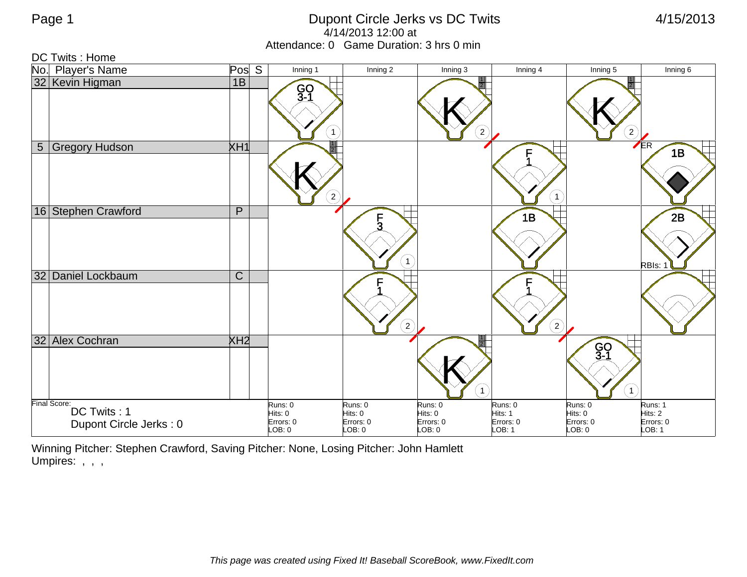# Dupont Circle Jerks vs DC Twits

4/14/2013 12:00 at

Attendance: 0   Game Duration: 3 hrs 0 min

4/15/2013

DC Twits : Home

| No. | Player's Name | Pos | S | Inning 1 | Inning 2 | Inning 3 | Inning 4 | Inning 5 | Inning 6 |
|---|---|---|---|---|---|---|---|---|---|
| 32 | Kevin Higman | 1B | | GO 3-1 (1) | | K (2) | | K (2) | |
| 5 | Gregory Hudson | XH1 | | K (2) | | | F 1 (1) | | ER 1B |
| 16 | Stephen Crawford | P | | | F 3 (1) | | 1B | | 2B RBIs: 1 |
| 32 | Daniel Lockbaum | C | | | F 1 (2) | | F 1 (2) | | |
| 32 | Alex Cochran | XH2 | | | | K (1) | | GO 3-1 (1) | |

| Final Score: | Inning 1 | Inning 2 | Inning 3 | Inning 4 | Inning 5 | Inning 6 |
|---|---|---|---|---|---|---|
| DC Twits : 1<br>Dupont Circle Jerks : 0 | Runs: 0<br>Hits: 0<br>Errors: 0<br>LOB: 0 | Runs: 0<br>Hits: 0<br>Errors: 0<br>LOB: 0 | Runs: 0<br>Hits: 0<br>Errors: 0<br>LOB: 0 | Runs: 0<br>Hits: 1<br>Errors: 0<br>LOB: 1 | Runs: 0<br>Hits: 0<br>Errors: 0<br>LOB: 0 | Runs: 1<br>Hits: 2<br>Errors: 0<br>LOB: 1 |

Winning Pitcher: Stephen Crawford, Saving Pitcher: None, Losing Pitcher: John Hamlett

Umpires: , , ,

*This page was created using Fixed It! Baseball ScoreBook, www.FixedIt.com*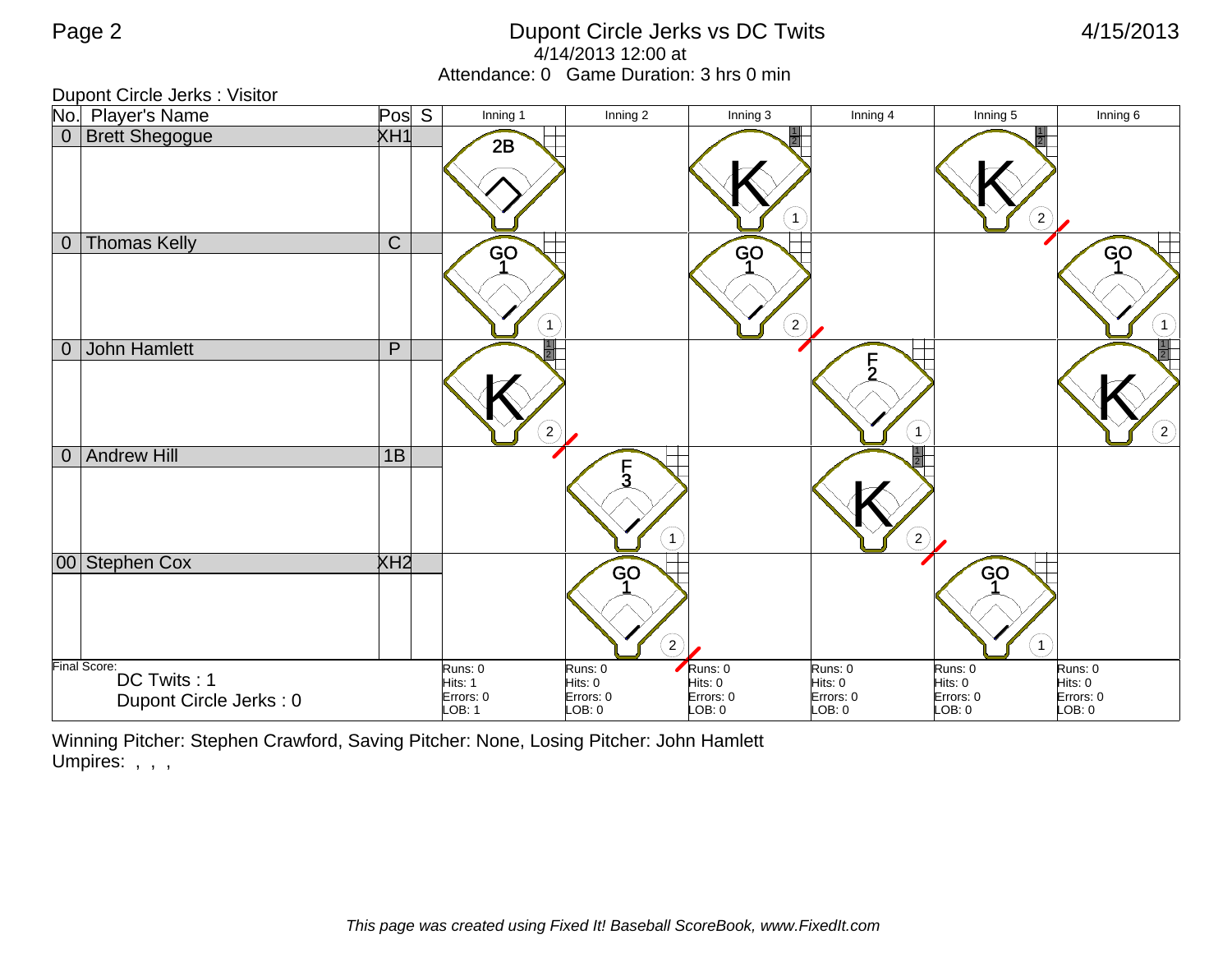# Dupont Circle Jerks vs DC Twits

4/14/2013 12:00 at

Attendance: 0   Game Duration: 3 hrs 0 min

4/15/2013

## Dupont Circle Jerks : Visitor

| No. | Player's Name | Pos | S | Inning 1 | Inning 2 | Inning 3 | Inning 4 | Inning 5 | Inning 6 |
|---|---|---|---|---|---|---|---|---|---|
| 0 | Brett Shegogue | XH1 | | 2B | | K (1) | | K (2) | |
| 0 | Thomas Kelly | C | | GO 1 (1) | | GO 1 (2) | | | GO 1 (1) |
| 0 | John Hamlett | P | | K (2) | | | F 2 (1) | | K (2) |
| 0 | Andrew Hill | 1B | | | F 3 (1) | | K (2) | | |
| 00 | Stephen Cox | XH2 | | | GO 1 (2) | | | GO 1 (1) | |
| | | | | Runs: 0<br>Hits: 1<br>Errors: 0<br>LOB: 1 | Runs: 0<br>Hits: 0<br>Errors: 0<br>LOB: 0 | Runs: 0<br>Hits: 0<br>Errors: 0<br>LOB: 0 | Runs: 0<br>Hits: 0<br>Errors: 0<br>LOB: 0 | Runs: 0<br>Hits: 0<br>Errors: 0<br>LOB: 0 | Runs: 0<br>Hits: 0<br>Errors: 0<br>LOB: 0 |

Final Score:

DC Twits : 1

Dupont Circle Jerks : 0

Winning Pitcher: Stephen Crawford, Saving Pitcher: None, Losing Pitcher: John Hamlett

Umpires: , , ,

*This page was created using Fixed It! Baseball ScoreBook, www.FixedIt.com*